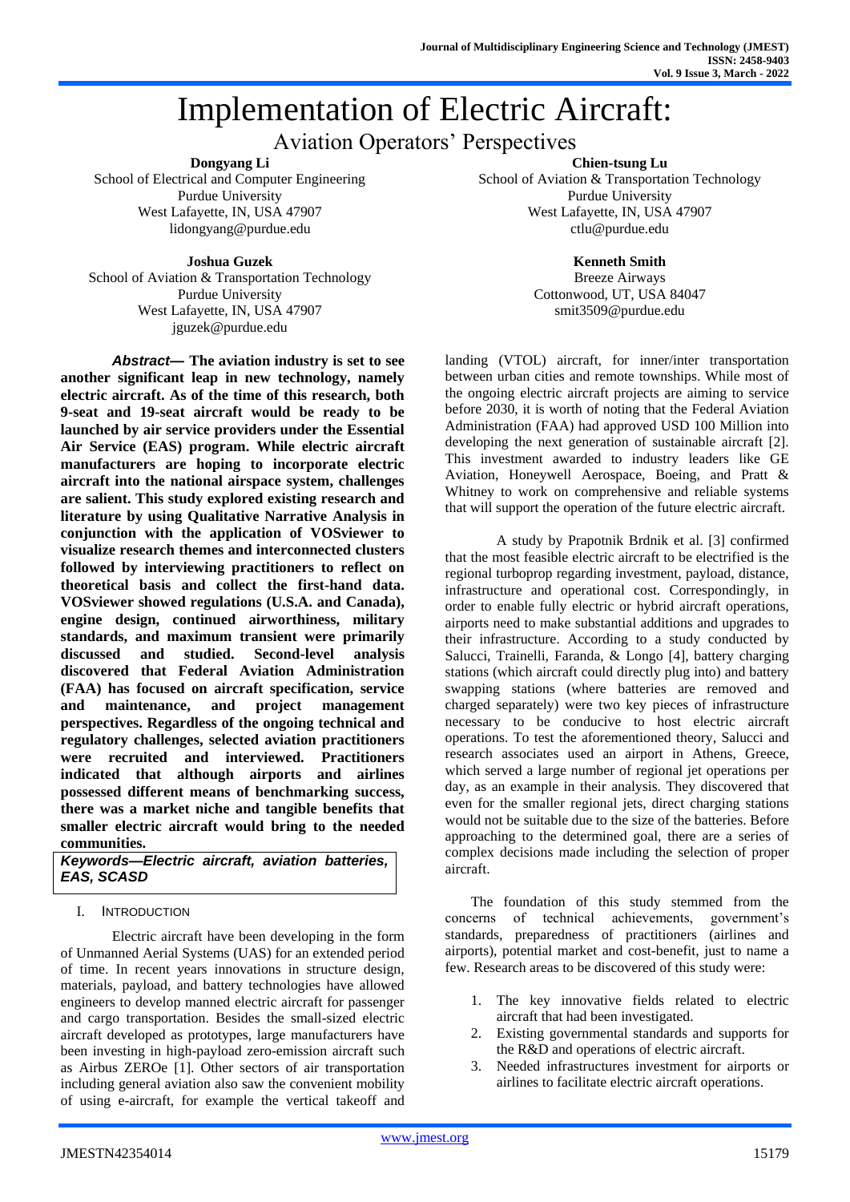# Implementation of Electric Aircraft:

## Aviation Operators' Perspectives

**Dongyang Li**
School of Electrical and Computer Engineering
Purdue University
West Lafayette, IN, USA 47907
lidongyang@purdue.edu

**Chien-tsung Lu**
School of Aviation & Transportation Technology
Purdue University
West Lafayette, IN, USA 47907
ctlu@purdue.edu

**Joshua Guzek**
School of Aviation & Transportation Technology
Purdue University
West Lafayette, IN, USA 47907
jguzek@purdue.edu

**Kenneth Smith**
Breeze Airways
Cottonwood, UT, USA 84047
smit3509@purdue.edu

***Abstract*— The aviation industry is set to see another significant leap in new technology, namely electric aircraft. As of the time of this research, both 9-seat and 19-seat aircraft would be ready to be launched by air service providers under the Essential Air Service (EAS) program. While electric aircraft manufacturers are hoping to incorporate electric aircraft into the national airspace system, challenges are salient. This study explored existing research and literature by using Qualitative Narrative Analysis in conjunction with the application of VOSviewer to visualize research themes and interconnected clusters followed by interviewing practitioners to reflect on theoretical basis and collect the first-hand data. VOSviewer showed regulations (U.S.A. and Canada), engine design, continued airworthiness, military standards, and maximum transient were primarily discussed and studied. Second-level analysis discovered that Federal Aviation Administration (FAA) has focused on aircraft specification, service and maintenance, and project management perspectives. Regardless of the ongoing technical and regulatory challenges, selected aviation practitioners were recruited and interviewed. Practitioners indicated that although airports and airlines possessed different means of benchmarking success, there was a market niche and tangible benefits that smaller electric aircraft would bring to the needed communities.**

***Keywords—Electric aircraft, aviation batteries, EAS, SCASD***

## I. INTRODUCTION

Electric aircraft have been developing in the form of Unmanned Aerial Systems (UAS) for an extended period of time. In recent years innovations in structure design, materials, payload, and battery technologies have allowed engineers to develop manned electric aircraft for passenger and cargo transportation. Besides the small-sized electric aircraft developed as prototypes, large manufacturers have been investing in high-payload zero-emission aircraft such as Airbus ZEROe [1]. Other sectors of air transportation including general aviation also saw the convenient mobility of using e-aircraft, for example the vertical takeoff and landing (VTOL) aircraft, for inner/inter transportation between urban cities and remote townships. While most of the ongoing electric aircraft projects are aiming to service before 2030, it is worth of noting that the Federal Aviation Administration (FAA) had approved USD 100 Million into developing the next generation of sustainable aircraft [2]. This investment awarded to industry leaders like GE Aviation, Honeywell Aerospace, Boeing, and Pratt & Whitney to work on comprehensive and reliable systems that will support the operation of the future electric aircraft.

A study by Prapotnik Brdnik et al. [3] confirmed that the most feasible electric aircraft to be electrified is the regional turboprop regarding investment, payload, distance, infrastructure and operational cost. Correspondingly, in order to enable fully electric or hybrid aircraft operations, airports need to make substantial additions and upgrades to their infrastructure. According to a study conducted by Salucci, Trainelli, Faranda, & Longo [4], battery charging stations (which aircraft could directly plug into) and battery swapping stations (where batteries are removed and charged separately) were two key pieces of infrastructure necessary to be conducive to host electric aircraft operations. To test the aforementioned theory, Salucci and research associates used an airport in Athens, Greece, which served a large number of regional jet operations per day, as an example in their analysis. They discovered that even for the smaller regional jets, direct charging stations would not be suitable due to the size of the batteries. Before approaching to the determined goal, there are a series of complex decisions made including the selection of proper aircraft.

The foundation of this study stemmed from the concerns of technical achievements, government's standards, preparedness of practitioners (airlines and airports), potential market and cost-benefit, just to name a few. Research areas to be discovered of this study were:

1. The key innovative fields related to electric aircraft that had been investigated.
2. Existing governmental standards and supports for the R&D and operations of electric aircraft.
3. Needed infrastructures investment for airports or airlines to facilitate electric aircraft operations.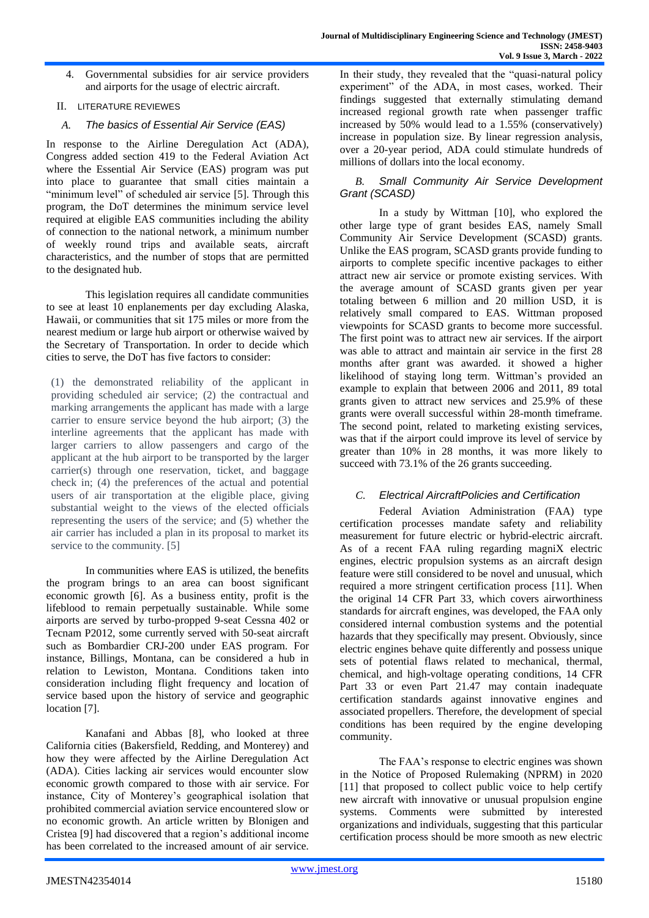4. Governmental subsidies for air service providers and airports for the usage of electric aircraft.

## II. LITERATURE REVIEWES

### A. The basics of Essential Air Service (EAS)

In response to the Airline Deregulation Act (ADA), Congress added section 419 to the Federal Aviation Act where the Essential Air Service (EAS) program was put into place to guarantee that small cities maintain a "minimum level" of scheduled air service [5]. Through this program, the DoT determines the minimum service level required at eligible EAS communities including the ability of connection to the national network, a minimum number of weekly round trips and available seats, aircraft characteristics, and the number of stops that are permitted to the designated hub.

This legislation requires all candidate communities to see at least 10 enplanements per day excluding Alaska, Hawaii, or communities that sit 175 miles or more from the nearest medium or large hub airport or otherwise waived by the Secretary of Transportation. In order to decide which cities to serve, the DoT has five factors to consider:

> (1) the demonstrated reliability of the applicant in providing scheduled air service; (2) the contractual and marking arrangements the applicant has made with a large carrier to ensure service beyond the hub airport; (3) the interline agreements that the applicant has made with larger carriers to allow passengers and cargo of the applicant at the hub airport to be transported by the larger carrier(s) through one reservation, ticket, and baggage check in; (4) the preferences of the actual and potential users of air transportation at the eligible place, giving substantial weight to the views of the elected officials representing the users of the service; and (5) whether the air carrier has included a plan in its proposal to market its service to the community. [5]

In communities where EAS is utilized, the benefits the program brings to an area can boost significant economic growth [6]. As a business entity, profit is the lifeblood to remain perpetually sustainable. While some airports are served by turbo-propped 9-seat Cessna 402 or Tecnam P2012, some currently served with 50-seat aircraft such as Bombardier CRJ-200 under EAS program. For instance, Billings, Montana, can be considered a hub in relation to Lewiston, Montana. Conditions taken into consideration including flight frequency and location of service based upon the history of service and geographic location [7].

Kanafani and Abbas [8], who looked at three California cities (Bakersfield, Redding, and Monterey) and how they were affected by the Airline Deregulation Act (ADA). Cities lacking air services would encounter slow economic growth compared to those with air service. For instance, City of Monterey's geographical isolation that prohibited commercial aviation service encountered slow or no economic growth. An article written by Blonigen and Cristea [9] had discovered that a region's additional income has been correlated to the increased amount of air service. In their study, they revealed that the "quasi-natural policy experiment" of the ADA, in most cases, worked. Their findings suggested that externally stimulating demand increased regional growth rate when passenger traffic increased by 50% would lead to a 1.55% (conservatively) increase in population size. By linear regression analysis, over a 20-year period, ADA could stimulate hundreds of millions of dollars into the local economy.

### B. Small Community Air Service Development Grant (SCASD)

In a study by Wittman [10], who explored the other large type of grant besides EAS, namely Small Community Air Service Development (SCASD) grants. Unlike the EAS program, SCASD grants provide funding to airports to complete specific incentive packages to either attract new air service or promote existing services. With the average amount of SCASD grants given per year totaling between 6 million and 20 million USD, it is relatively small compared to EAS. Wittman proposed viewpoints for SCASD grants to become more successful. The first point was to attract new air services. If the airport was able to attract and maintain air service in the first 28 months after grant was awarded. it showed a higher likelihood of staying long term. Wittman's provided an example to explain that between 2006 and 2011, 89 total grants given to attract new services and 25.9% of these grants were overall successful within 28-month timeframe. The second point, related to marketing existing services, was that if the airport could improve its level of service by greater than 10% in 28 months, it was more likely to succeed with 73.1% of the 26 grants succeeding.

### C. Electrical AircraftPolicies and Certification

Federal Aviation Administration (FAA) type certification processes mandate safety and reliability measurement for future electric or hybrid-electric aircraft. As of a recent FAA ruling regarding magniX electric engines, electric propulsion systems as an aircraft design feature were still considered to be novel and unusual, which required a more stringent certification process [11]. When the original 14 CFR Part 33, which covers airworthiness standards for aircraft engines, was developed, the FAA only considered internal combustion systems and the potential hazards that they specifically may present. Obviously, since electric engines behave quite differently and possess unique sets of potential flaws related to mechanical, thermal, chemical, and high-voltage operating conditions, 14 CFR Part 33 or even Part 21.47 may contain inadequate certification standards against innovative engines and associated propellers. Therefore, the development of special conditions has been required by the engine developing community.

The FAA's response to electric engines was shown in the Notice of Proposed Rulemaking (NPRM) in 2020 [11] that proposed to collect public voice to help certify new aircraft with innovative or unusual propulsion engine systems. Comments were submitted by interested organizations and individuals, suggesting that this particular certification process should be more smooth as new electric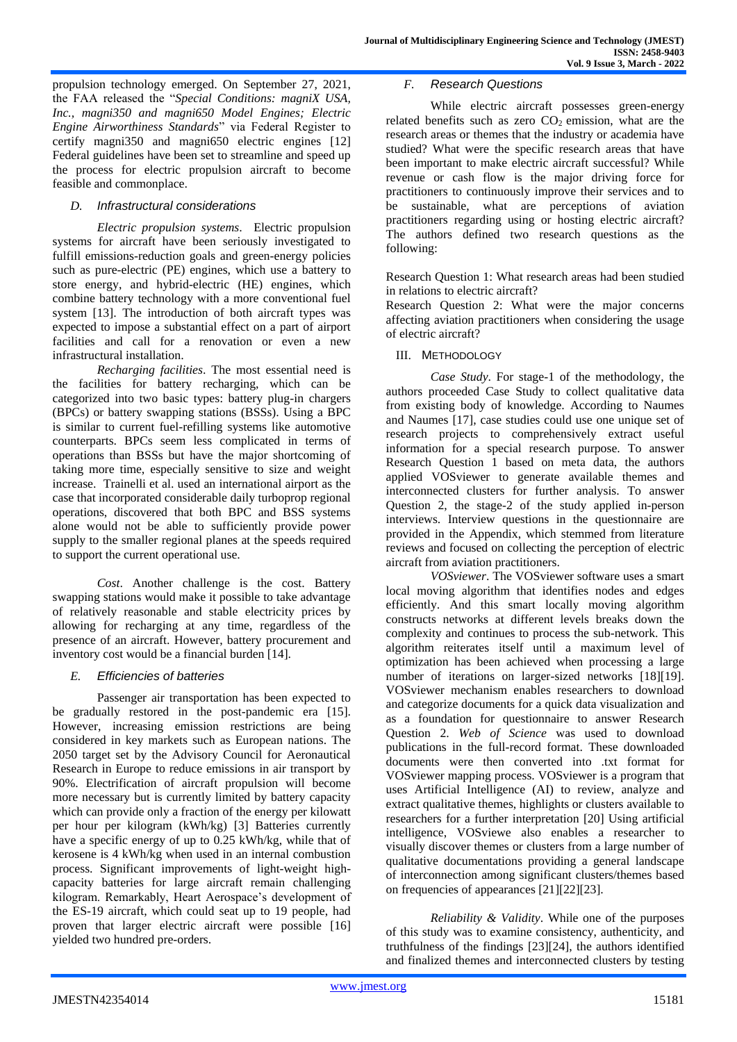propulsion technology emerged. On September 27, 2021, the FAA released the "*Special Conditions: magniX USA, Inc., magni350 and magni650 Model Engines; Electric Engine Airworthiness Standards*" via Federal Register to certify magni350 and magni650 electric engines [12] Federal guidelines have been set to streamline and speed up the process for electric propulsion aircraft to become feasible and commonplace.

### *D. Infrastructural considerations*

*Electric propulsion systems*. Electric propulsion systems for aircraft have been seriously investigated to fulfill emissions-reduction goals and green-energy policies such as pure-electric (PE) engines, which use a battery to store energy, and hybrid-electric (HE) engines, which combine battery technology with a more conventional fuel system [13]. The introduction of both aircraft types was expected to impose a substantial effect on a part of airport facilities and call for a renovation or even a new infrastructural installation.

*Recharging facilities*. The most essential need is the facilities for battery recharging, which can be categorized into two basic types: battery plug-in chargers (BPCs) or battery swapping stations (BSSs). Using a BPC is similar to current fuel-refilling systems like automotive counterparts. BPCs seem less complicated in terms of operations than BSSs but have the major shortcoming of taking more time, especially sensitive to size and weight increase. Trainelli et al. used an international airport as the case that incorporated considerable daily turboprop regional operations, discovered that both BPC and BSS systems alone would not be able to sufficiently provide power supply to the smaller regional planes at the speeds required to support the current operational use.

*Cost*. Another challenge is the cost. Battery swapping stations would make it possible to take advantage of relatively reasonable and stable electricity prices by allowing for recharging at any time, regardless of the presence of an aircraft. However, battery procurement and inventory cost would be a financial burden [14].

### *E. Efficiencies of batteries*

Passenger air transportation has been expected to be gradually restored in the post-pandemic era [15]. However, increasing emission restrictions are being considered in key markets such as European nations. The 2050 target set by the Advisory Council for Aeronautical Research in Europe to reduce emissions in air transport by 90%. Electrification of aircraft propulsion will become more necessary but is currently limited by battery capacity which can provide only a fraction of the energy per kilowatt per hour per kilogram (kWh/kg) [3] Batteries currently have a specific energy of up to 0.25 kWh/kg, while that of kerosene is 4 kWh/kg when used in an internal combustion process. Significant improvements of light-weight high-capacity batteries for large aircraft remain challenging kilogram. Remarkably, Heart Aerospace's development of the ES-19 aircraft, which could seat up to 19 people, had proven that larger electric aircraft were possible [16] yielded two hundred pre-orders.

### *F. Research Questions*

While electric aircraft possesses green-energy related benefits such as zero $CO_2$ emission, what are the research areas or themes that the industry or academia have studied? What were the specific research areas that have been important to make electric aircraft successful? While revenue or cash flow is the major driving force for practitioners to continuously improve their services and to be sustainable, what are perceptions of aviation practitioners regarding using or hosting electric aircraft? The authors defined two research questions as the following:

Research Question 1: What research areas had been studied in relations to electric aircraft?
Research Question 2: What were the major concerns affecting aviation practitioners when considering the usage of electric aircraft?

## III. Methodology

*Case Study*. For stage-1 of the methodology, the authors proceeded Case Study to collect qualitative data from existing body of knowledge. According to Naumes and Naumes [17], case studies could use one unique set of research projects to comprehensively extract useful information for a special research purpose. To answer Research Question 1 based on meta data, the authors applied VOSviewer to generate available themes and interconnected clusters for further analysis. To answer Question 2, the stage-2 of the study applied in-person interviews. Interview questions in the questionnaire are provided in the Appendix, which stemmed from literature reviews and focused on collecting the perception of electric aircraft from aviation practitioners.

*VOSviewer*. The VOSviewer software uses a smart local moving algorithm that identifies nodes and edges efficiently. And this smart locally moving algorithm constructs networks at different levels breaks down the complexity and continues to process the sub-network. This algorithm reiterates itself until a maximum level of optimization has been achieved when processing a large number of iterations on larger-sized networks [18][19]. VOSviewer mechanism enables researchers to download and categorize documents for a quick data visualization and as a foundation for questionnaire to answer Research Question 2. *Web of Science* was used to download publications in the full-record format. These downloaded documents were then converted into .txt format for VOSviewer mapping process. VOSviewer is a program that uses Artificial Intelligence (AI) to review, analyze and extract qualitative themes, highlights or clusters available to researchers for a further interpretation [20] Using artificial intelligence, VOSviewe also enables a researcher to visually discover themes or clusters from a large number of qualitative documentations providing a general landscape of interconnection among significant clusters/themes based on frequencies of appearances [21][22][23].

*Reliability & Validity*. While one of the purposes of this study was to examine consistency, authenticity, and truthfulness of the findings [23][24], the authors identified and finalized themes and interconnected clusters by testing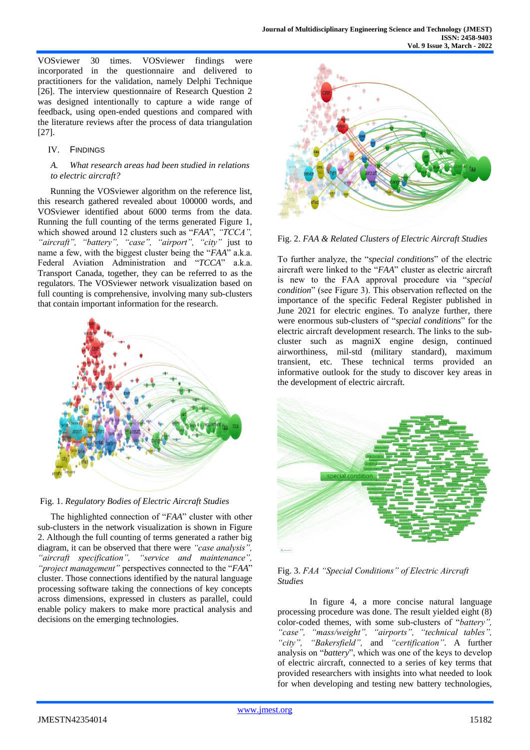VOSviewer 30 times. VOSviewer findings were incorporated in the questionnaire and delivered to practitioners for the validation, namely Delphi Technique [26]. The interview questionnaire of Research Question 2 was designed intentionally to capture a wide range of feedback, using open-ended questions and compared with the literature reviews after the process of data triangulation [27].

## IV. FINDINGS

### *A. What research areas had been studied in relations to electric aircraft?*

Running the VOSviewer algorithm on the reference list, this research gathered revealed about 100000 words, and VOSviewer identified about 6000 terms from the data. Running the full counting of the terms generated Figure 1, which showed around 12 clusters such as "*FAA*", *"TCCA", "aircraft", "battery", "case", "airport", "city"* just to name a few, with the biggest cluster being the "*FAA*" a.k.a. Federal Aviation Administration and "*TCCA*" a.k.a. Transport Canada, together, they can be referred to as the regulators. The VOSviewer network visualization based on full counting is comprehensive, involving many sub-clusters that contain important information for the research.

Fig. 1. *Regulatory Bodies of Electric Aircraft Studies*

The highlighted connection of "*FAA*" cluster with other sub-clusters in the network visualization is shown in Figure 2. Although the full counting of terms generated a rather big diagram, it can be observed that there were *"case analysis", "aircraft specification", "service and maintenance", "project management"* perspectives connected to the "*FAA*" cluster. Those connections identified by the natural language processing software taking the connections of key concepts across dimensions, expressed in clusters as parallel, could enable policy makers to make more practical analysis and decisions on the emerging technologies.

Fig. 2. *FAA & Related Clusters of Electric Aircraft Studies*

To further analyze, the "*special conditions*" of the electric aircraft were linked to the "*FAA*" cluster as electric aircraft is new to the FAA approval procedure via "*special condition*" (see Figure 3). This observation reflected on the importance of the specific Federal Register published in June 2021 for electric engines. To analyze further, there were enormous sub-clusters of "*special conditions*" for the electric aircraft development research. The links to the sub-cluster such as magniX engine design, continued airworthiness, mil-std (military standard), maximum transient, etc. These technical terms provided an informative outlook for the study to discover key areas in the development of electric aircraft.

Fig. 3. *FAA "Special Conditions" of Electric Aircraft Studies*

In figure 4, a more concise natural language processing procedure was done. The result yielded eight (8) color-coded themes, with some sub-clusters of "*battery", "case", "mass/weight", "airports", "technical tables", "city", "Bakersfield",* and *"certification"*. A further analysis on "*battery*", which was one of the keys to develop of electric aircraft, connected to a series of key terms that provided researchers with insights into what needed to look for when developing and testing new battery technologies,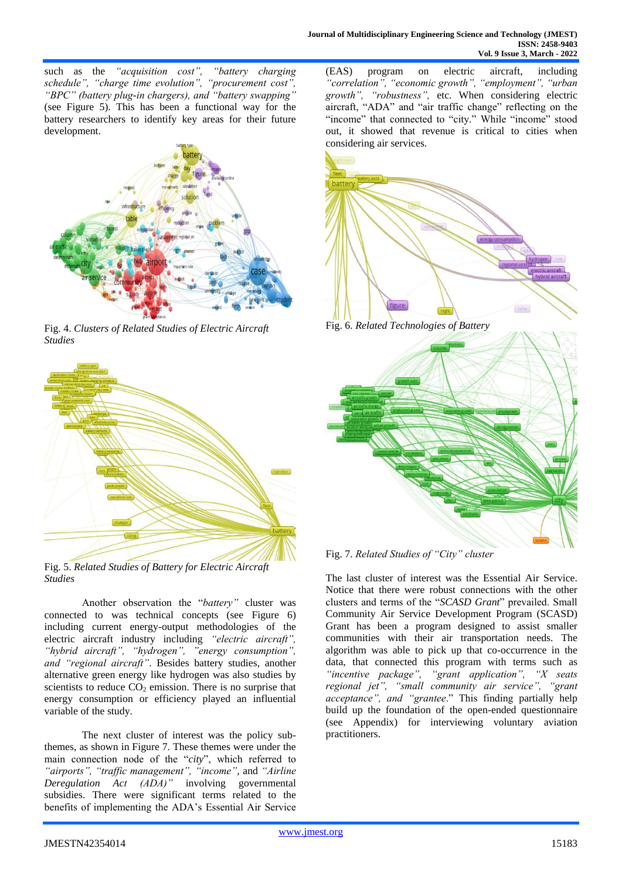such as the *"acquisition cost", "battery charging schedule", "charge time evolution", "procurement cost", "BPC" (battery plug-in chargers), and "battery swapping"* (see Figure 5). This has been a functional way for the battery researchers to identify key areas for their future development.

Fig. 4. *Clusters of Related Studies of Electric Aircraft Studies*

Fig. 5. *Related Studies of Battery for Electric Aircraft Studies*

Another observation the "*battery*" cluster was connected to was technical concepts (see Figure 6) including current energy-output methodologies of the electric aircraft industry including *"electric aircraft", "hybrid aircraft", "hydrogen", "energy consumption", and "regional aircraft"*. Besides battery studies, another alternative green energy like hydrogen was also studies by scientists to reduce $CO_2$ emission. There is no surprise that energy consumption or efficiency played an influential variable of the study.

The next cluster of interest was the policy sub-themes, as shown in Figure 7. These themes were under the main connection node of the "*city*", which referred to *"airports", "traffic management", "income"*, and *"Airline Deregulation Act (ADA)"* involving governmental subsidies. There were significant terms related to the benefits of implementing the ADA's Essential Air Service (EAS) program on electric aircraft, including *"correlation", "economic growth", "employment", "urban growth", "robustness"*, etc. When considering electric aircraft, "ADA" and "air traffic change" reflecting on the "income" that connected to "city." While "income" stood out, it showed that revenue is critical to cities when considering air services.

Fig. 6. *Related Technologies of Battery*

Fig. 7. *Related Studies of "City" cluster*

The last cluster of interest was the Essential Air Service. Notice that there were robust connections with the other clusters and terms of the "*SCASD Grant*" prevailed. Small Community Air Service Development Program (SCASD) Grant has been a program designed to assist smaller communities with their air transportation needs. The algorithm was able to pick up that co-occurrence in the data, that connected this program with terms such as *"incentive package", "grant application", "X seats regional jet", "small community air service", "grant acceptance", and "grantee*." This finding partially help build up the foundation of the open-ended questionnaire (see Appendix) for interviewing voluntary aviation practitioners.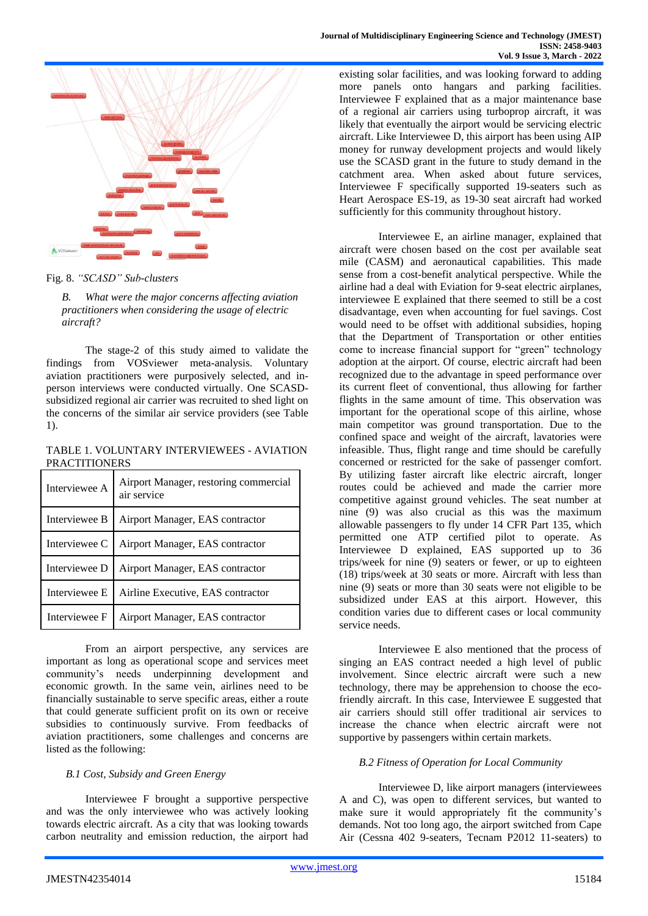Fig. 8. *"SCASD" Sub-clusters*

*B. What were the major concerns affecting aviation practitioners when considering the usage of electric aircraft?*

The stage-2 of this study aimed to validate the findings from VOSviewer meta-analysis. Voluntary aviation practitioners were purposively selected, and in-person interviews were conducted virtually. One SCASD-subsidized regional air carrier was recruited to shed light on the concerns of the similar air service providers (see Table 1).

TABLE 1. VOLUNTARY INTERVIEWEES - AVIATION PRACTITIONERS

| | |
|---|---|
| Interviewee A | Airport Manager, restoring commercial air service |
| Interviewee B | Airport Manager, EAS contractor |
| Interviewee C | Airport Manager, EAS contractor |
| Interviewee D | Airport Manager, EAS contractor |
| Interviewee E | Airline Executive, EAS contractor |
| Interviewee F | Airport Manager, EAS contractor |

From an airport perspective, any services are important as long as operational scope and services meet community's needs underpinning development and economic growth. In the same vein, airlines need to be financially sustainable to serve specific areas, either a route that could generate sufficient profit on its own or receive subsidies to continuously survive. From feedbacks of aviation practitioners, some challenges and concerns are listed as the following:

*B.1 Cost, Subsidy and Green Energy*

Interviewee F brought a supportive perspective and was the only interviewee who was actively looking towards electric aircraft. As a city that was looking towards carbon neutrality and emission reduction, the airport had existing solar facilities, and was looking forward to adding more panels onto hangars and parking facilities. Interviewee F explained that as a major maintenance base of a regional air carriers using turboprop aircraft, it was likely that eventually the airport would be servicing electric aircraft. Like Interviewee D, this airport has been using AIP money for runway development projects and would likely use the SCASD grant in the future to study demand in the catchment area. When asked about future services, Interviewee F specifically supported 19-seaters such as Heart Aerospace ES-19, as 19-30 seat aircraft had worked sufficiently for this community throughout history.

Interviewee E, an airline manager, explained that aircraft were chosen based on the cost per available seat mile (CASM) and aeronautical capabilities. This made sense from a cost-benefit analytical perspective. While the airline had a deal with Eviation for 9-seat electric airplanes, interviewee E explained that there seemed to still be a cost disadvantage, even when accounting for fuel savings. Cost would need to be offset with additional subsidies, hoping that the Department of Transportation or other entities come to increase financial support for "green" technology adoption at the airport. Of course, electric aircraft had been recognized due to the advantage in speed performance over its current fleet of conventional, thus allowing for farther flights in the same amount of time. This observation was important for the operational scope of this airline, whose main competitor was ground transportation. Due to the confined space and weight of the aircraft, lavatories were infeasible. Thus, flight range and time should be carefully concerned or restricted for the sake of passenger comfort. By utilizing faster aircraft like electric aircraft, longer routes could be achieved and made the carrier more competitive against ground vehicles. The seat number at nine (9) was also crucial as this was the maximum allowable passengers to fly under 14 CFR Part 135, which permitted one ATP certified pilot to operate. As Interviewee D explained, EAS supported up to 36 trips/week for nine (9) seaters or fewer, or up to eighteen (18) trips/week at 30 seats or more. Aircraft with less than nine (9) seats or more than 30 seats were not eligible to be subsidized under EAS at this airport. However, this condition varies due to different cases or local community service needs.

Interviewee E also mentioned that the process of singing an EAS contract needed a high level of public involvement. Since electric aircraft were such a new technology, there may be apprehension to choose the eco-friendly aircraft. In this case, Interviewee E suggested that air carriers should still offer traditional air services to increase the chance when electric aircraft were not supportive by passengers within certain markets.

*B.2 Fitness of Operation for Local Community*

Interviewee D, like airport managers (interviewees A and C), was open to different services, but wanted to make sure it would appropriately fit the community's demands. Not too long ago, the airport switched from Cape Air (Cessna 402 9-seaters, Tecnam P2012 11-seaters) to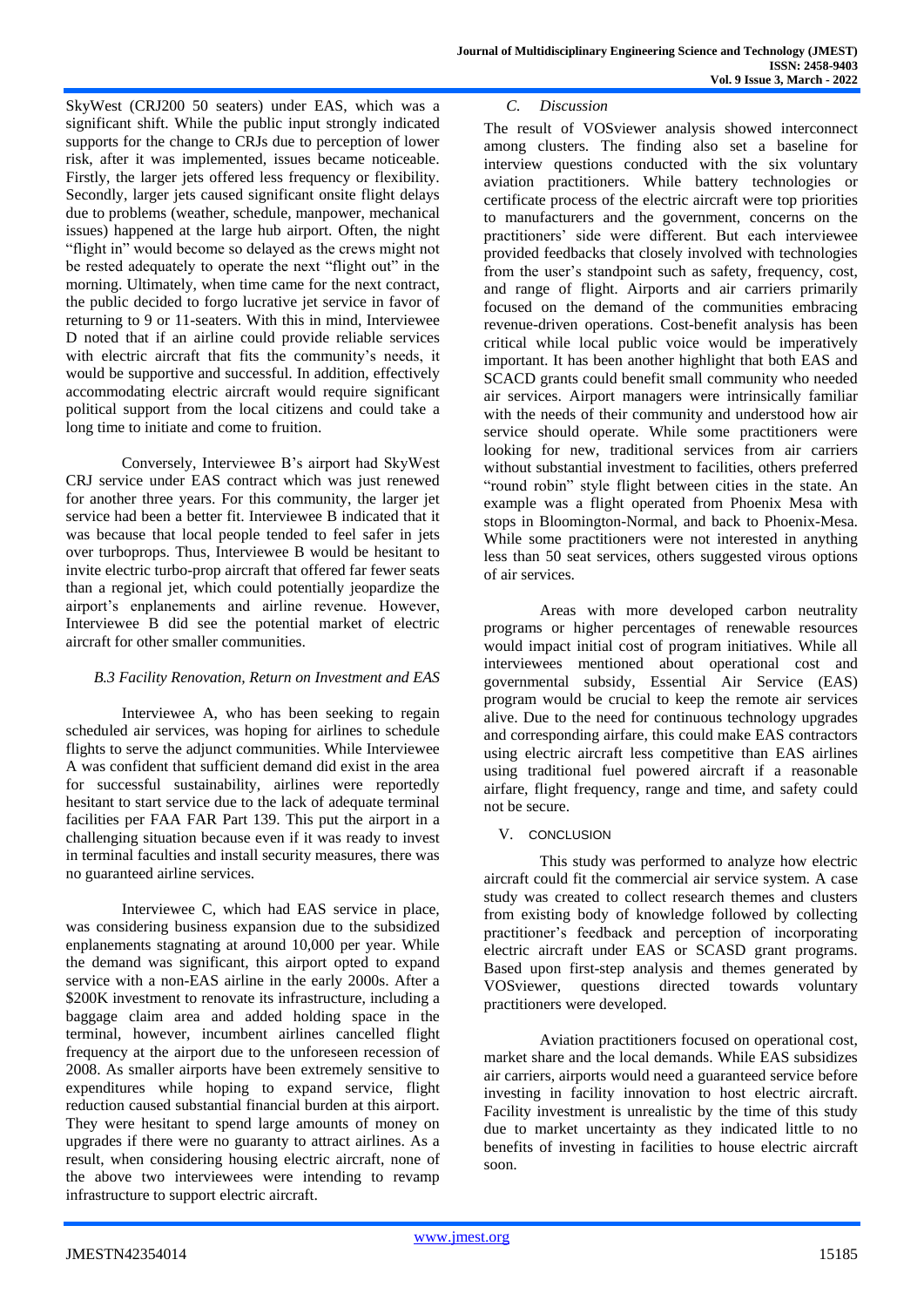SkyWest (CRJ200 50 seaters) under EAS, which was a significant shift. While the public input strongly indicated supports for the change to CRJs due to perception of lower risk, after it was implemented, issues became noticeable. Firstly, the larger jets offered less frequency or flexibility. Secondly, larger jets caused significant onsite flight delays due to problems (weather, schedule, manpower, mechanical issues) happened at the large hub airport. Often, the night "flight in" would become so delayed as the crews might not be rested adequately to operate the next "flight out" in the morning. Ultimately, when time came for the next contract, the public decided to forgo lucrative jet service in favor of returning to 9 or 11-seaters. With this in mind, Interviewee D noted that if an airline could provide reliable services with electric aircraft that fits the community's needs, it would be supportive and successful. In addition, effectively accommodating electric aircraft would require significant political support from the local citizens and could take a long time to initiate and come to fruition.

Conversely, Interviewee B's airport had SkyWest CRJ service under EAS contract which was just renewed for another three years. For this community, the larger jet service had been a better fit. Interviewee B indicated that it was because that local people tended to feel safer in jets over turboprops. Thus, Interviewee B would be hesitant to invite electric turbo-prop aircraft that offered far fewer seats than a regional jet, which could potentially jeopardize the airport's enplanements and airline revenue. However, Interviewee B did see the potential market of electric aircraft for other smaller communities.

### *B.3 Facility Renovation, Return on Investment and EAS*

Interviewee A, who has been seeking to regain scheduled air services, was hoping for airlines to schedule flights to serve the adjunct communities. While Interviewee A was confident that sufficient demand did exist in the area for successful sustainability, airlines were reportedly hesitant to start service due to the lack of adequate terminal facilities per FAA FAR Part 139. This put the airport in a challenging situation because even if it was ready to invest in terminal faculties and install security measures, there was no guaranteed airline services.

Interviewee C, which had EAS service in place, was considering business expansion due to the subsidized enplanements stagnating at around 10,000 per year. While the demand was significant, this airport opted to expand service with a non-EAS airline in the early 2000s. After a \$200K investment to renovate its infrastructure, including a baggage claim area and added holding space in the terminal, however, incumbent airlines cancelled flight frequency at the airport due to the unforeseen recession of 2008. As smaller airports have been extremely sensitive to expenditures while hoping to expand service, flight reduction caused substantial financial burden at this airport. They were hesitant to spend large amounts of money on upgrades if there were no guaranty to attract airlines. As a result, when considering housing electric aircraft, none of the above two interviewees were intending to revamp infrastructure to support electric aircraft.

### *C. Discussion*

The result of VOSviewer analysis showed interconnect among clusters. The finding also set a baseline for interview questions conducted with the six voluntary aviation practitioners. While battery technologies or certificate process of the electric aircraft were top priorities to manufacturers and the government, concerns on the practitioners' side were different. But each interviewee provided feedbacks that closely involved with technologies from the user's standpoint such as safety, frequency, cost, and range of flight. Airports and air carriers primarily focused on the demand of the communities embracing revenue-driven operations. Cost-benefit analysis has been critical while local public voice would be imperatively important. It has been another highlight that both EAS and SCACD grants could benefit small community who needed air services. Airport managers were intrinsically familiar with the needs of their community and understood how air service should operate. While some practitioners were looking for new, traditional services from air carriers without substantial investment to facilities, others preferred "round robin" style flight between cities in the state. An example was a flight operated from Phoenix Mesa with stops in Bloomington-Normal, and back to Phoenix-Mesa. While some practitioners were not interested in anything less than 50 seat services, others suggested virous options of air services.

Areas with more developed carbon neutrality programs or higher percentages of renewable resources would impact initial cost of program initiatives. While all interviewees mentioned about operational cost and governmental subsidy, Essential Air Service (EAS) program would be crucial to keep the remote air services alive. Due to the need for continuous technology upgrades and corresponding airfare, this could make EAS contractors using electric aircraft less competitive than EAS airlines using traditional fuel powered aircraft if a reasonable airfare, flight frequency, range and time, and safety could not be secure.

## V. CONCLUSION

This study was performed to analyze how electric aircraft could fit the commercial air service system. A case study was created to collect research themes and clusters from existing body of knowledge followed by collecting practitioner's feedback and perception of incorporating electric aircraft under EAS or SCASD grant programs. Based upon first-step analysis and themes generated by VOSviewer, questions directed towards voluntary practitioners were developed.

Aviation practitioners focused on operational cost, market share and the local demands. While EAS subsidizes air carriers, airports would need a guaranteed service before investing in facility innovation to host electric aircraft. Facility investment is unrealistic by the time of this study due to market uncertainty as they indicated little to no benefits of investing in facilities to house electric aircraft soon.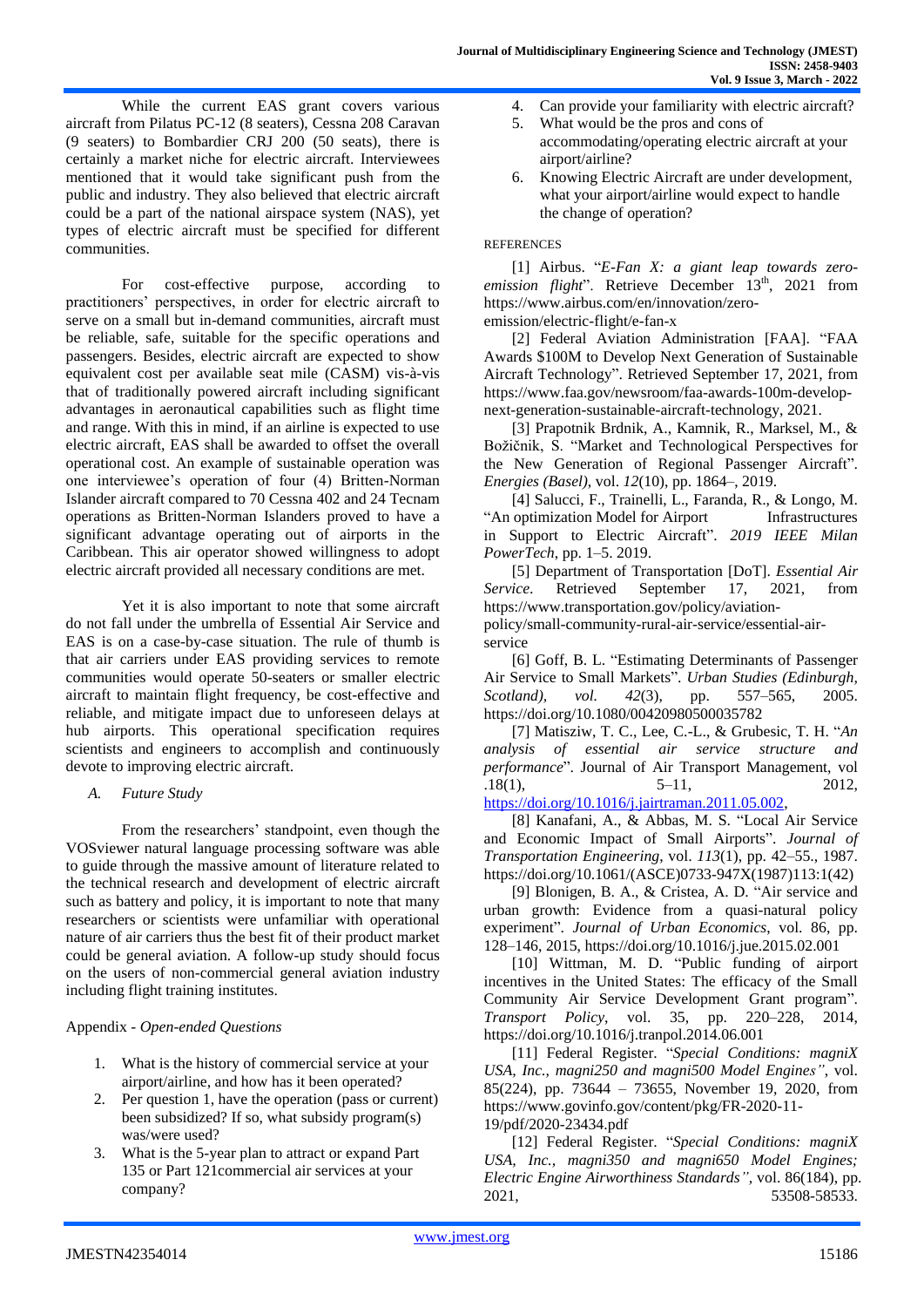While the current EAS grant covers various aircraft from Pilatus PC-12 (8 seaters), Cessna 208 Caravan (9 seaters) to Bombardier CRJ 200 (50 seats), there is certainly a market niche for electric aircraft. Interviewees mentioned that it would take significant push from the public and industry. They also believed that electric aircraft could be a part of the national airspace system (NAS), yet types of electric aircraft must be specified for different communities.

For cost-effective purpose, according to practitioners' perspectives, in order for electric aircraft to serve on a small but in-demand communities, aircraft must be reliable, safe, suitable for the specific operations and passengers. Besides, electric aircraft are expected to show equivalent cost per available seat mile (CASM) vis-à-vis that of traditionally powered aircraft including significant advantages in aeronautical capabilities such as flight time and range. With this in mind, if an airline is expected to use electric aircraft, EAS shall be awarded to offset the overall operational cost. An example of sustainable operation was one interviewee's operation of four (4) Britten-Norman Islander aircraft compared to 70 Cessna 402 and 24 Tecnam operations as Britten-Norman Islanders proved to have a significant advantage operating out of airports in the Caribbean. This air operator showed willingness to adopt electric aircraft provided all necessary conditions are met.

Yet it is also important to note that some aircraft do not fall under the umbrella of Essential Air Service and EAS is on a case-by-case situation. The rule of thumb is that air carriers under EAS providing services to remote communities would operate 50-seaters or smaller electric aircraft to maintain flight frequency, be cost-effective and reliable, and mitigate impact due to unforeseen delays at hub airports. This operational specification requires scientists and engineers to accomplish and continuously devote to improving electric aircraft.

### *A. Future Study*

From the researchers' standpoint, even though the VOSviewer natural language processing software was able to guide through the massive amount of literature related to the technical research and development of electric aircraft such as battery and policy, it is important to note that many researchers or scientists were unfamiliar with operational nature of air carriers thus the best fit of their product market could be general aviation. A follow-up study should focus on the users of non-commercial general aviation industry including flight training institutes.

## Appendix - *Open-ended Questions*

1. What is the history of commercial service at your airport/airline, and how has it been operated?
2. Per question 1, have the operation (pass or current) been subsidized? If so, what subsidy program(s) was/were used?
3. What is the 5-year plan to attract or expand Part 135 or Part 121commercial air services at your company?
4. Can provide your familiarity with electric aircraft?
5. What would be the pros and cons of accommodating/operating electric aircraft at your airport/airline?
6. Knowing Electric Aircraft are under development, what your airport/airline would expect to handle the change of operation?

## REFERENCES

[1] Airbus. "*E-Fan X: a giant leap towards zero-emission flight*". Retrieve December 13th, 2021 from https://www.airbus.com/en/innovation/zero-emission/electric-flight/e-fan-x

[2] Federal Aviation Administration [FAA]. "FAA Awards $100M to Develop Next Generation of Sustainable Aircraft Technology". Retrieved September 17, 2021, from https://www.faa.gov/newsroom/faa-awards-100m-develop-next-generation-sustainable-aircraft-technology, 2021.

[3] Prapotnik Brdnik, A., Kamnik, R., Marksel, M., & Božičnik, S. "Market and Technological Perspectives for the New Generation of Regional Passenger Aircraft". *Energies (Basel)*, vol. *12*(10), pp. 1864–, 2019.

[4] Salucci, F., Trainelli, L., Faranda, R., & Longo, M. "An optimization Model for Airport Infrastructures in Support to Electric Aircraft". *2019 IEEE Milan PowerTech*, pp. 1–5. 2019.

[5] Department of Transportation [DoT]. *Essential Air Service*. Retrieved September 17, 2021, from https://www.transportation.gov/policy/aviation-policy/small-community-rural-air-service/essential-air-service

[6] Goff, B. L. "Estimating Determinants of Passenger Air Service to Small Markets". *Urban Studies (Edinburgh, Scotland), vol. 42*(3), pp. 557–565, 2005. https://doi.org/10.1080/00420980500035782

[7] Matisziw, T. C., Lee, C.-L., & Grubesic, T. H. "*An analysis of essential air service structure and performance*". Journal of Air Transport Management, vol .18(1), 5–11, 2012, https://doi.org/10.1016/j.jairtraman.2011.05.002,

[8] Kanafani, A., & Abbas, M. S. "Local Air Service and Economic Impact of Small Airports". *Journal of Transportation Engineering*, vol. *113*(1), pp. 42–55., 1987. https://doi.org/10.1061/(ASCE)0733-947X(1987)113:1(42)

[9] Blonigen, B. A., & Cristea, A. D. "Air service and urban growth: Evidence from a quasi-natural policy experiment". *Journal of Urban Economics*, vol. 86, pp. 128–146, 2015, https://doi.org/10.1016/j.jue.2015.02.001

[10] Wittman, M. D. "Public funding of airport incentives in the United States: The efficacy of the Small Community Air Service Development Grant program". *Transport Policy*, vol. 35, pp. 220–228, 2014, https://doi.org/10.1016/j.tranpol.2014.06.001

[11] Federal Register. "*Special Conditions: magniX USA, Inc., magni250 and magni500 Model Engines"*, vol. 85(224), pp. 73644 – 73655, November 19, 2020, from https://www.govinfo.gov/content/pkg/FR-2020-11-19/pdf/2020-23434.pdf

[12] Federal Register. "*Special Conditions: magniX USA, Inc., magni350 and magni650 Model Engines; Electric Engine Airworthiness Standards"*, vol. 86(184), pp. 2021, 53508-58533.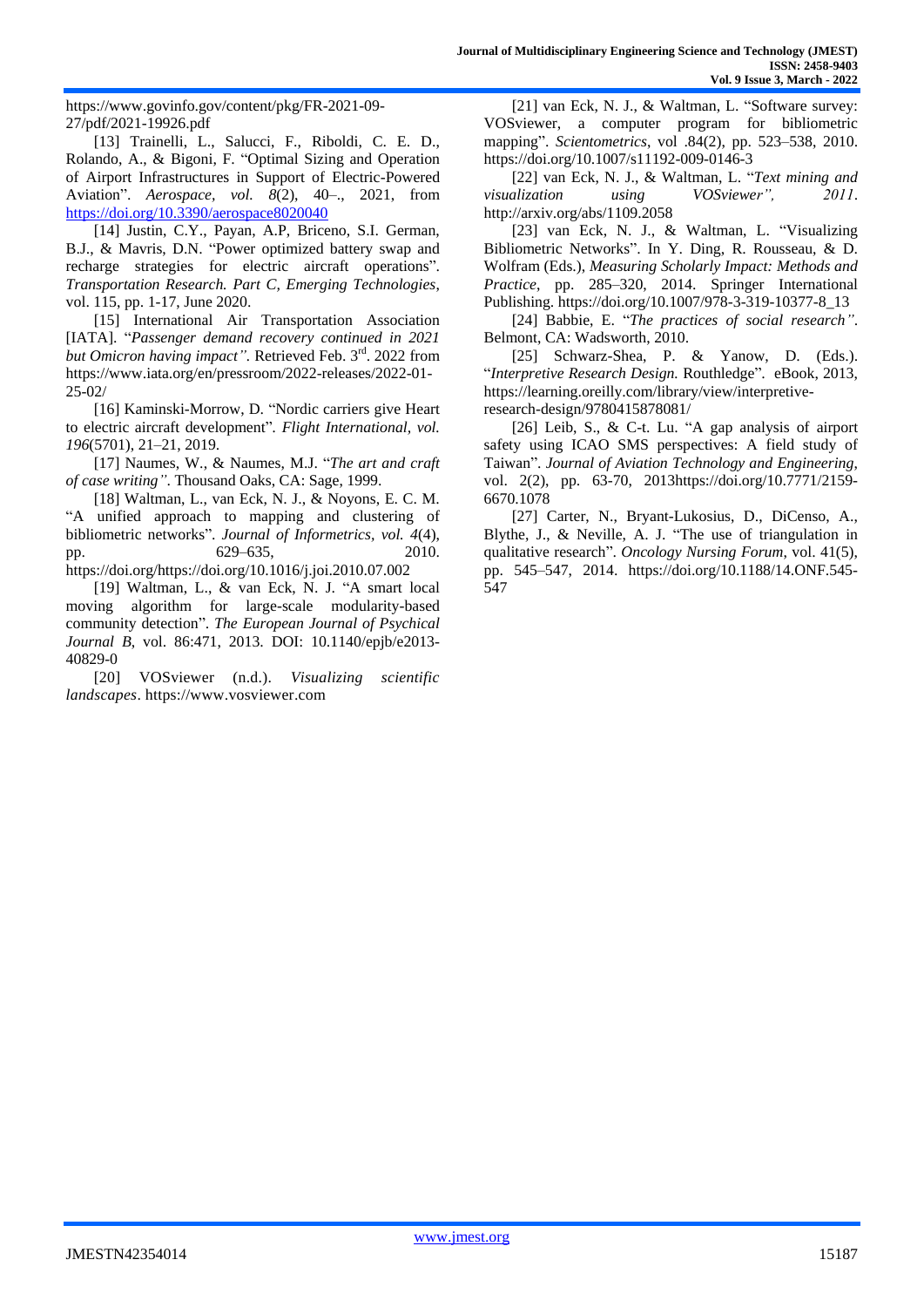https://www.govinfo.gov/content/pkg/FR-2021-09-27/pdf/2021-19926.pdf

[13] Trainelli, L., Salucci, F., Riboldi, C. E. D., Rolando, A., & Bigoni, F. "Optimal Sizing and Operation of Airport Infrastructures in Support of Electric-Powered Aviation". *Aerospace, vol. 8*(2), 40–., 2021, from https://doi.org/10.3390/aerospace8020040

[14] Justin, C.Y., Payan, A.P, Briceno, S.I. German, B.J., & Mavris, D.N. "Power optimized battery swap and recharge strategies for electric aircraft operations". *Transportation Research. Part C, Emerging Technologies*, vol. 115, pp. 1-17, June 2020.

[15] International Air Transportation Association [IATA]. "*Passenger demand recovery continued in 2021 but Omicron having impact"*. Retrieved Feb. 3rd. 2022 from https://www.iata.org/en/pressroom/2022-releases/2022-01-25-02/

[16] Kaminski-Morrow, D. "Nordic carriers give Heart to electric aircraft development". *Flight International, vol. 196*(5701), 21–21, 2019.

[17] Naumes, W., & Naumes, M.J. "*The art and craft of case writing"*. Thousand Oaks, CA: Sage, 1999.

[18] Waltman, L., van Eck, N. J., & Noyons, E. C. M. "A unified approach to mapping and clustering of bibliometric networks". *Journal of Informetrics, vol. 4*(4), pp. 629–635, 2010. https://doi.org/https://doi.org/10.1016/j.joi.2010.07.002

[19] Waltman, L., & van Eck, N. J. "A smart local moving algorithm for large-scale modularity-based community detection". *The European Journal of Psychical Journal B*, vol. 86:471, 2013. DOI: 10.1140/epjb/e2013-40829-0

[20] VOSviewer (n.d.). *Visualizing scientific landscapes*. https://www.vosviewer.com

[21] van Eck, N. J., & Waltman, L. "Software survey: VOSviewer, a computer program for bibliometric mapping". *Scientometrics*, vol .84(2), pp. 523–538, 2010. https://doi.org/10.1007/s11192-009-0146-3

[22] van Eck, N. J., & Waltman, L. "*Text mining and visualization using VOSviewer", 2011*. http://arxiv.org/abs/1109.2058

[23] van Eck, N. J., & Waltman, L. "Visualizing Bibliometric Networks". In Y. Ding, R. Rousseau, & D. Wolfram (Eds.), *Measuring Scholarly Impact: Methods and Practice*, pp. 285–320, 2014. Springer International Publishing. https://doi.org/10.1007/978-3-319-10377-8_13

[24] Babbie, E. "*The practices of social research"*. Belmont, CA: Wadsworth, 2010.

[25] Schwarz-Shea, P. & Yanow, D. (Eds.). "*Interpretive Research Design.* Routhledge". eBook, 2013, https://learning.oreilly.com/library/view/interpretive-research-design/9780415878081/

[26] Leib, S., & C-t. Lu. "A gap analysis of airport safety using ICAO SMS perspectives: A field study of Taiwan". *Journal of Aviation Technology and Engineering*, vol. 2(2), pp. 63-70, 2013https://doi.org/10.7771/2159-6670.1078

[27] Carter, N., Bryant-Lukosius, D., DiCenso, A., Blythe, J., & Neville, A. J. "The use of triangulation in qualitative research". *Oncology Nursing Forum*, vol. 41(5), pp. 545–547, 2014. https://doi.org/10.1188/14.ONF.545-547